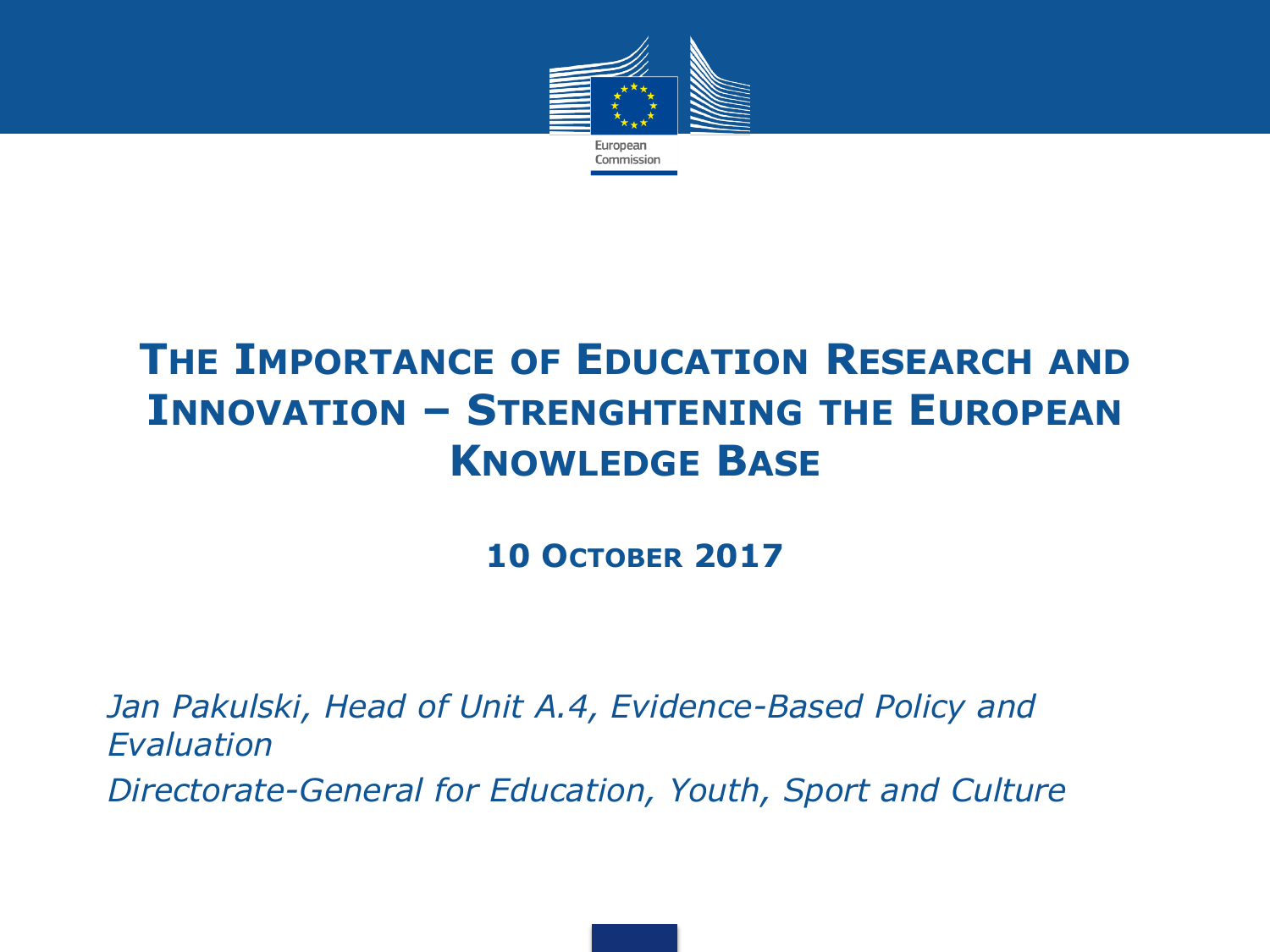European Commission

# THE IMPORTANCE OF EDUCATION RESEARCH AND INNOVATION – STRENGHTENING THE EUROPEAN KNOWLEDGE BASE

**10 OCTOBER 2017**

*Jan Pakulski, Head of Unit A.4, Evidence-Based Policy and Evaluation*

*Directorate-General for Education, Youth, Sport and Culture*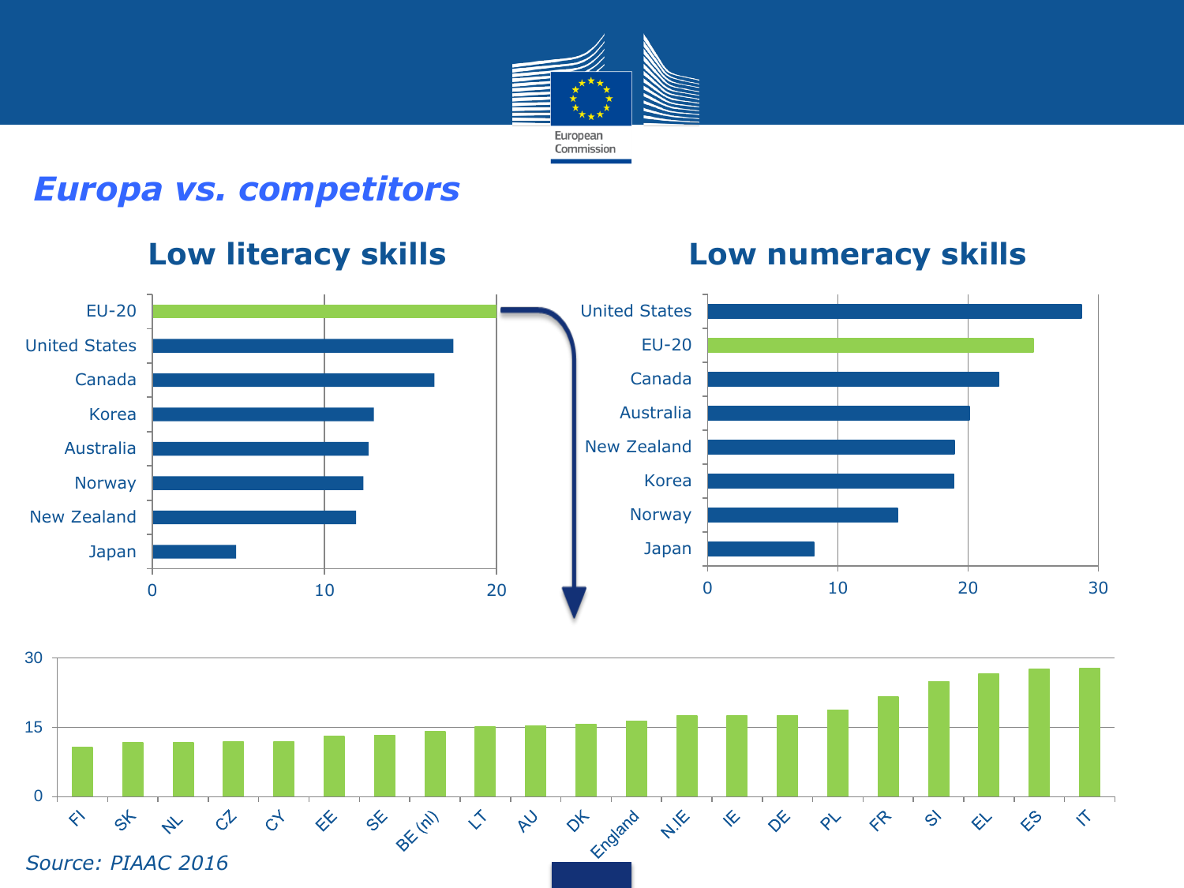## *Europa vs. competitors*

### Low literacy skills

| Country | Value (approx.) |
|---|---|
| EU-20 | 20 |
| United States | 17.5 |
| Canada | 16.4 |
| Korea | 12.9 |
| Australia | 12.6 |
| Norway | 12.3 |
| New Zealand | 11.9 |
| Japan | 4.9 |

### Low numeracy skills

| Country | Value (approx.) |
|---|---|
| United States | 28.7 |
| EU-20 | 25.1 |
| Canada | 22.4 |
| Australia | 20.1 |
| New Zealand | 19.0 |
| Korea | 18.9 |
| Norway | 14.6 |
| Japan | 8.2 |

| Country | Low literacy (approx.) |
|---|---|
| FI | 10.6 |
| SK | 11.6 |
| NL | 11.7 |
| CZ | 11.8 |
| CY | 11.8 |
| EE | 13.0 |
| SE | 13.3 |
| BE (nl) | 14.0 |
| LT | 15.1 |
| AU | 15.3 |
| DK | 15.6 |
| England | 16.4 |
| N.IE | 17.4 |
| IE | 17.5 |
| DE | 17.5 |
| PL | 18.8 |
| FR | 21.6 |
| SI | 24.8 |
| EL | 26.5 |
| ES | 27.5 |
| IT | 27.7 |

*Source: PIAAC 2016*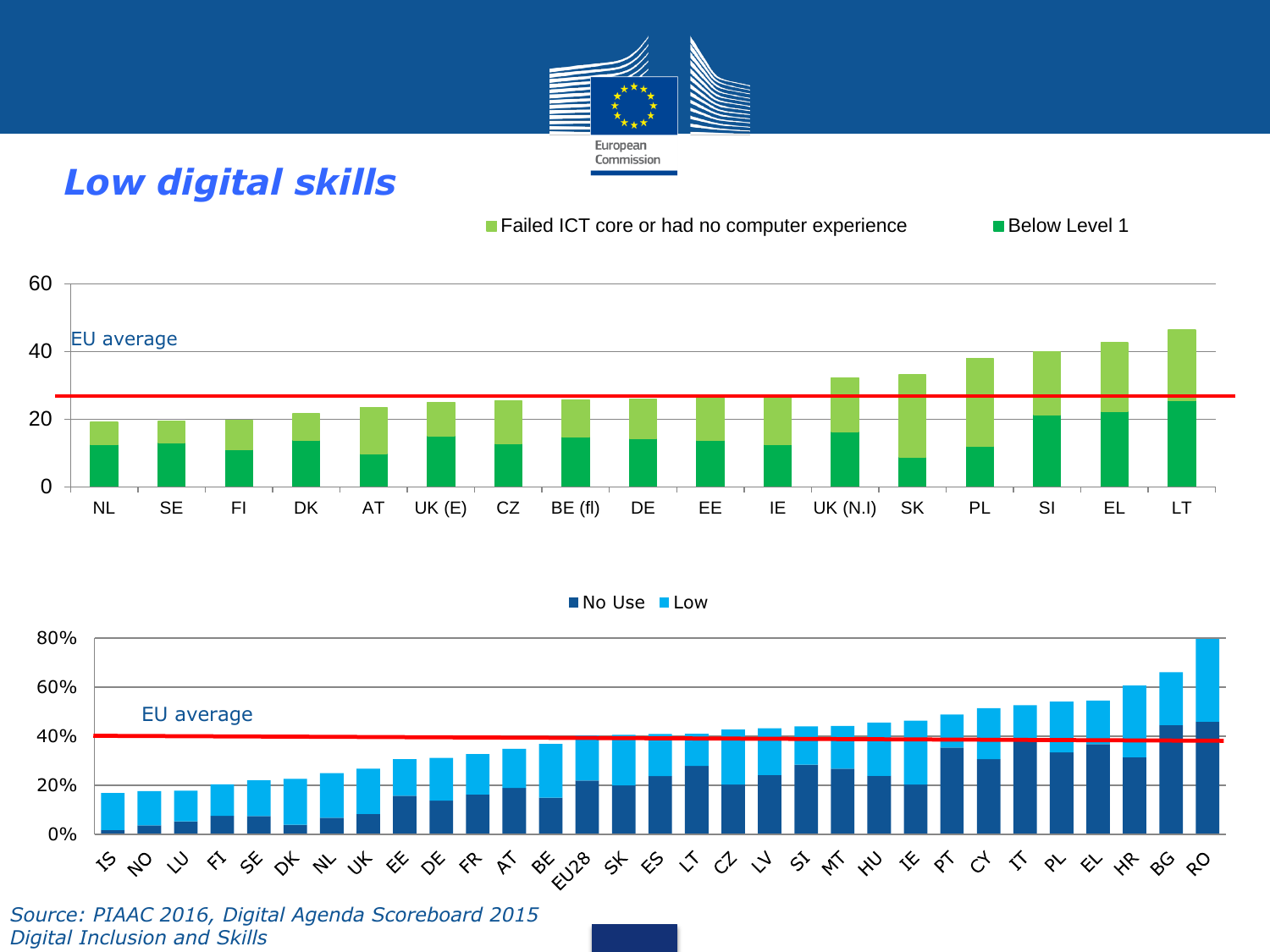# *Low digital skills*

Failed ICT core or had no computer experience | Below Level 1

EU average

NL, SE, FI, DK, AT, UK (E), CZ, BE (fl), DE, EE, IE, UK (N.I), SK, PL, SI, EL, LT

No Use | Low

EU average

IS, NO, LU, FI, SE, DK, NL, UK, EE, DE, FR, AT, BE, EU28, SK, ES, LT, CZ, LV, SI, MT, HU, IE, PT, CY, IT, PL, EL, HR, BG, RO

*Source: PIAAC 2016, Digital Agenda Scoreboard 2015*
*Digital Inclusion and Skills*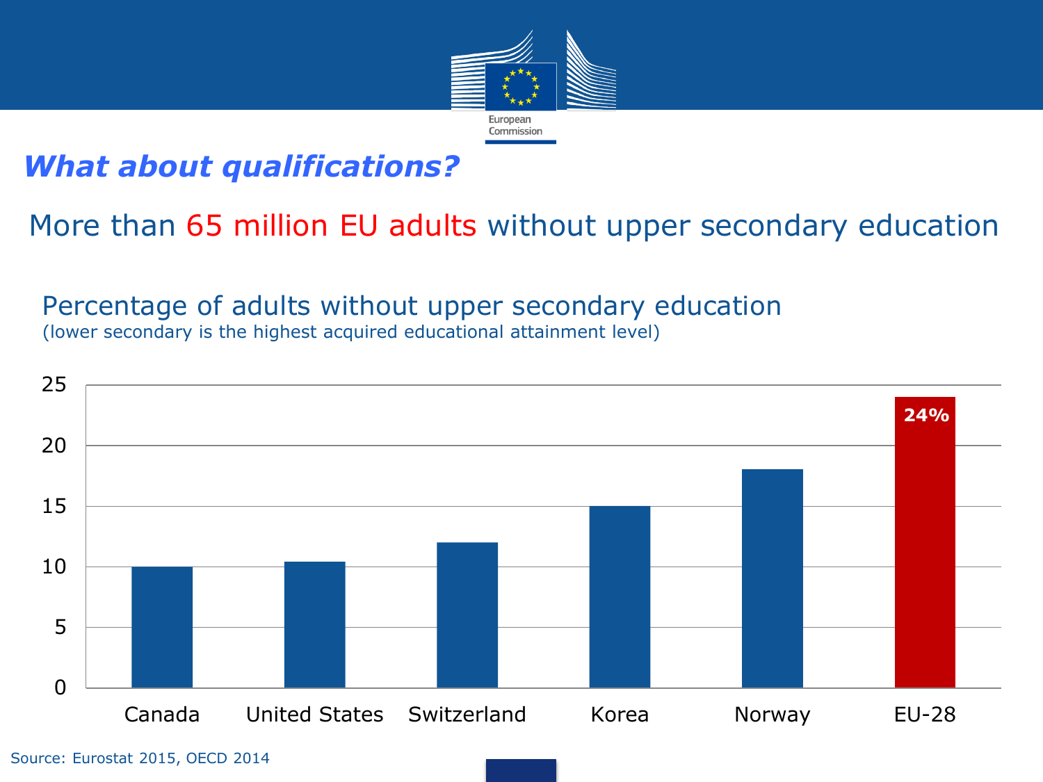## *What about qualifications?*

More than 65 million EU adults without upper secondary education

Percentage of adults without upper secondary education
(lower secondary is the highest acquired educational attainment level)

| Country | Percentage |
| --- | --- |
| Canada | 10 |
| United States | 10.4 |
| Switzerland | 12 |
| Korea | 15 |
| Norway | 18 |
| EU-28 | 24% |

Source: Eurostat 2015, OECD 2014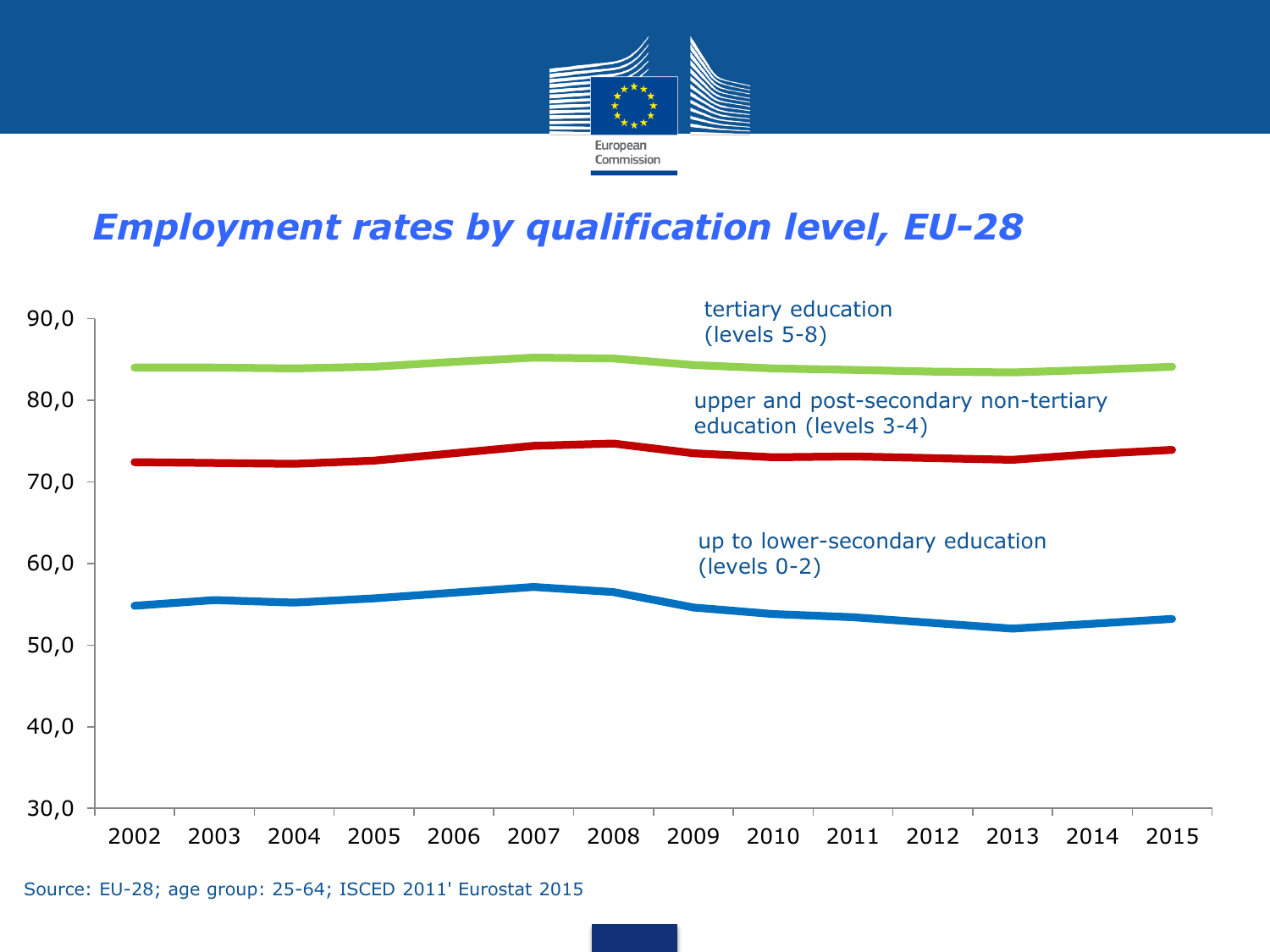# *Employment rates by qualification level, EU-28*

tertiary education (levels 5-8)

upper and post-secondary non-tertiary education (levels 3-4)

up to lower-secondary education (levels 0-2)

90,0 80,0 70,0 60,0 50,0 40,0 30,0

2002 2003 2004 2005 2006 2007 2008 2009 2010 2011 2012 2013 2014 2015

Source: EU-28; age group: 25-64; ISCED 2011' Eurostat 2015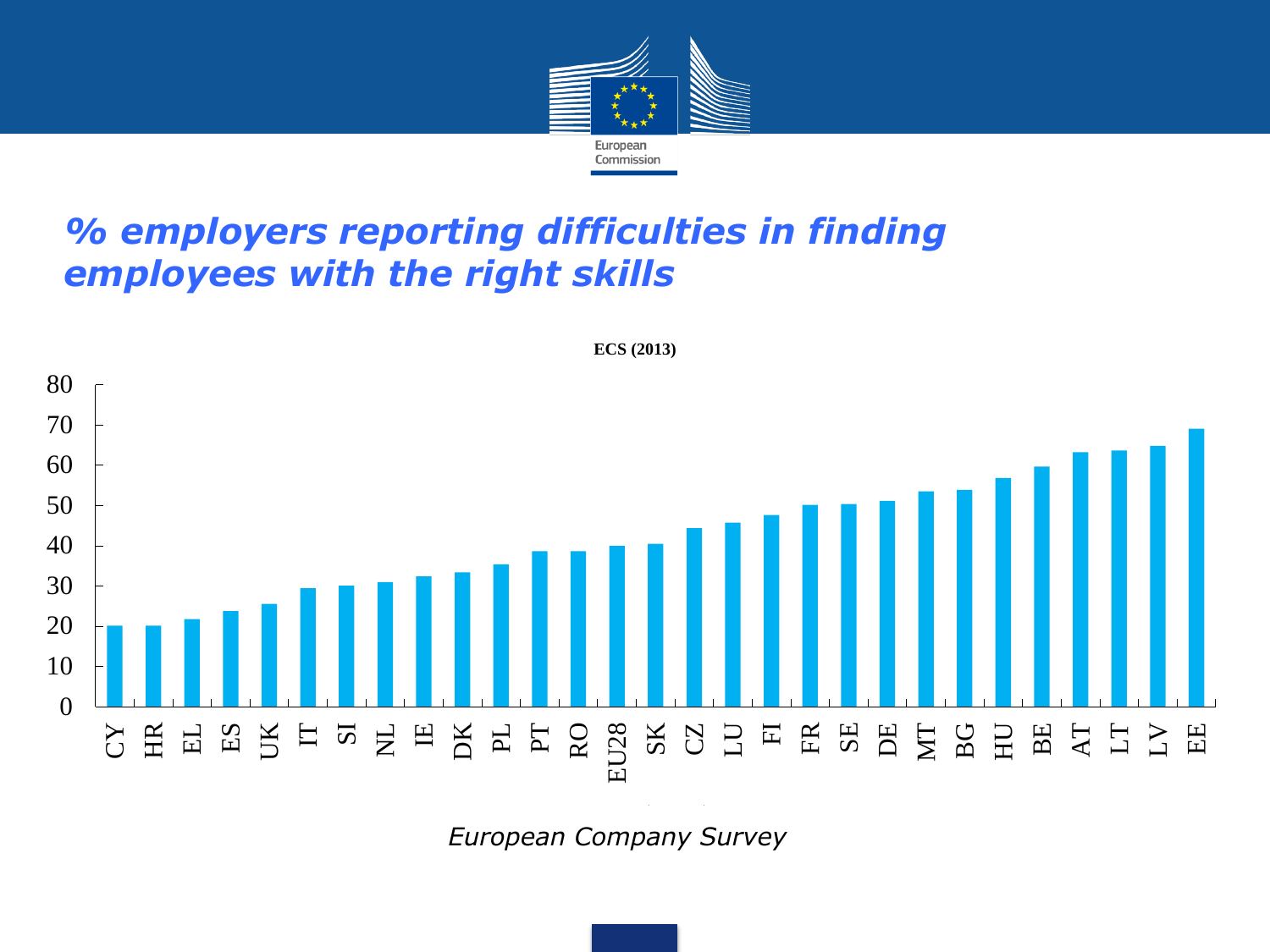# % employers reporting difficulties in finding employees with the right skills

**ECS (2013)**

| Country | % |
|---|---|
| CY | 20 |
| HR | 20 |
| EL | 22 |
| ES | 24 |
| UK | 25 |
| IT | 29 |
| SI | 30 |
| NL | 31 |
| IE | 32 |
| DK | 33 |
| PL | 35 |
| PT | 39 |
| RO | 39 |
| EU28 | 40 |
| SK | 40 |
| CZ | 44 |
| LU | 46 |
| FI | 48 |
| FR | 50 |
| SE | 50 |
| DE | 51 |
| MT | 53 |
| BG | 54 |
| HU | 57 |
| BE | 60 |
| AT | 63 |
| LT | 64 |
| LV | 65 |
| EE | 69 |

*European Company Survey*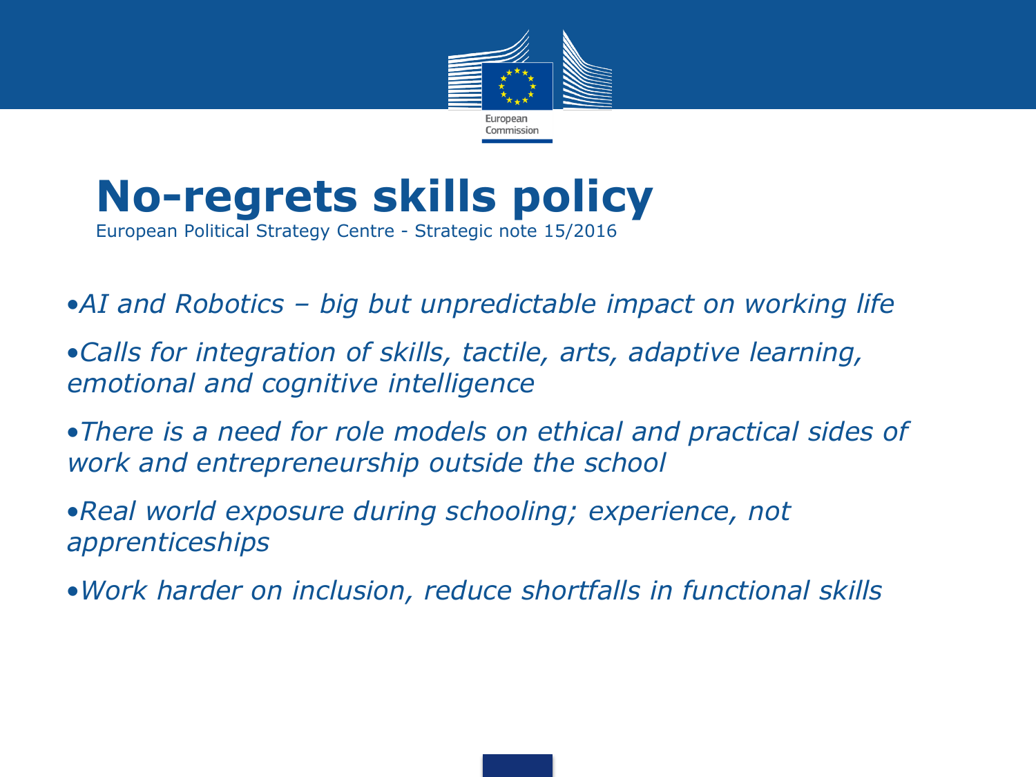# No-regrets skills policy

European Political Strategy Centre - Strategic note 15/2016

- *AI and Robotics – big but unpredictable impact on working life*
- *Calls for integration of skills, tactile, arts, adaptive learning, emotional and cognitive intelligence*
- *There is a need for role models on ethical and practical sides of work and entrepreneurship outside the school*
- *Real world exposure during schooling; experience, not apprenticeships*
- *Work harder on inclusion, reduce shortfalls in functional skills*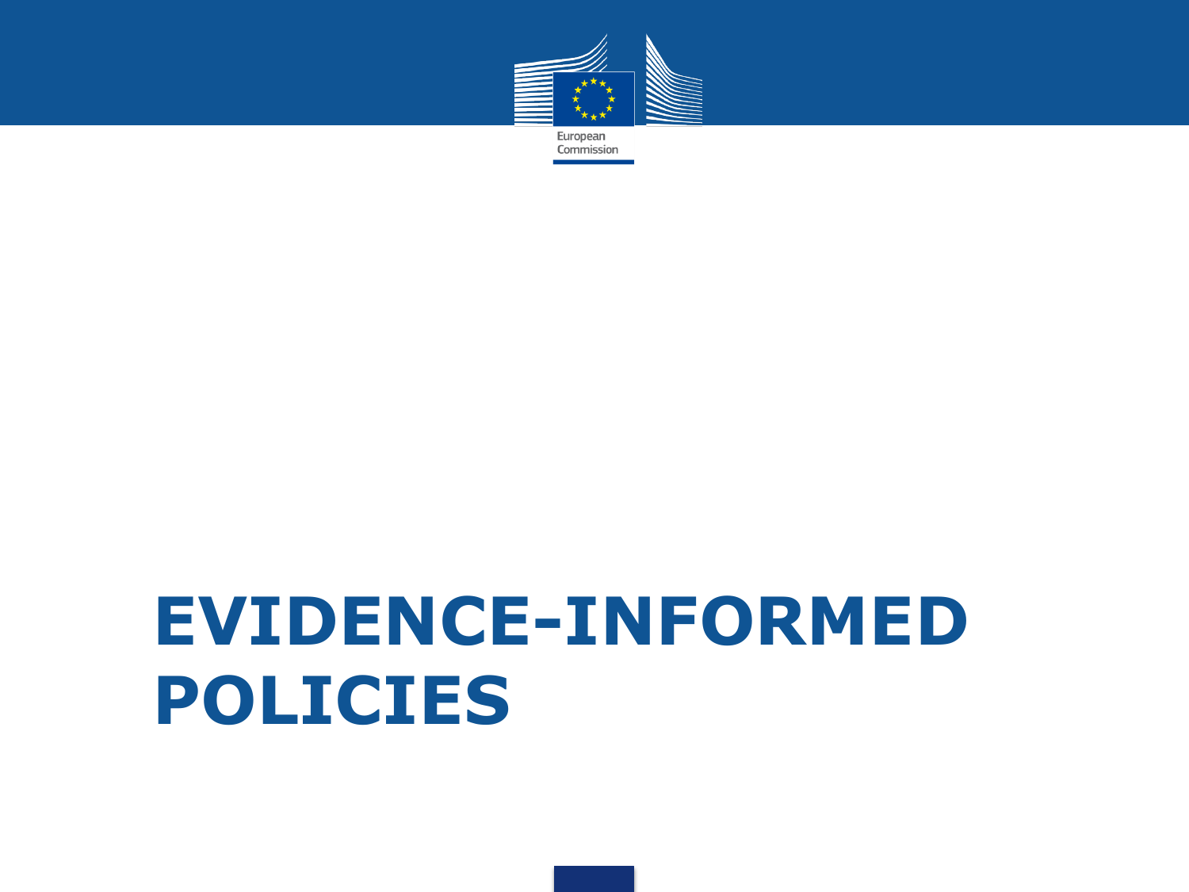# EVIDENCE-INFORMED POLICIES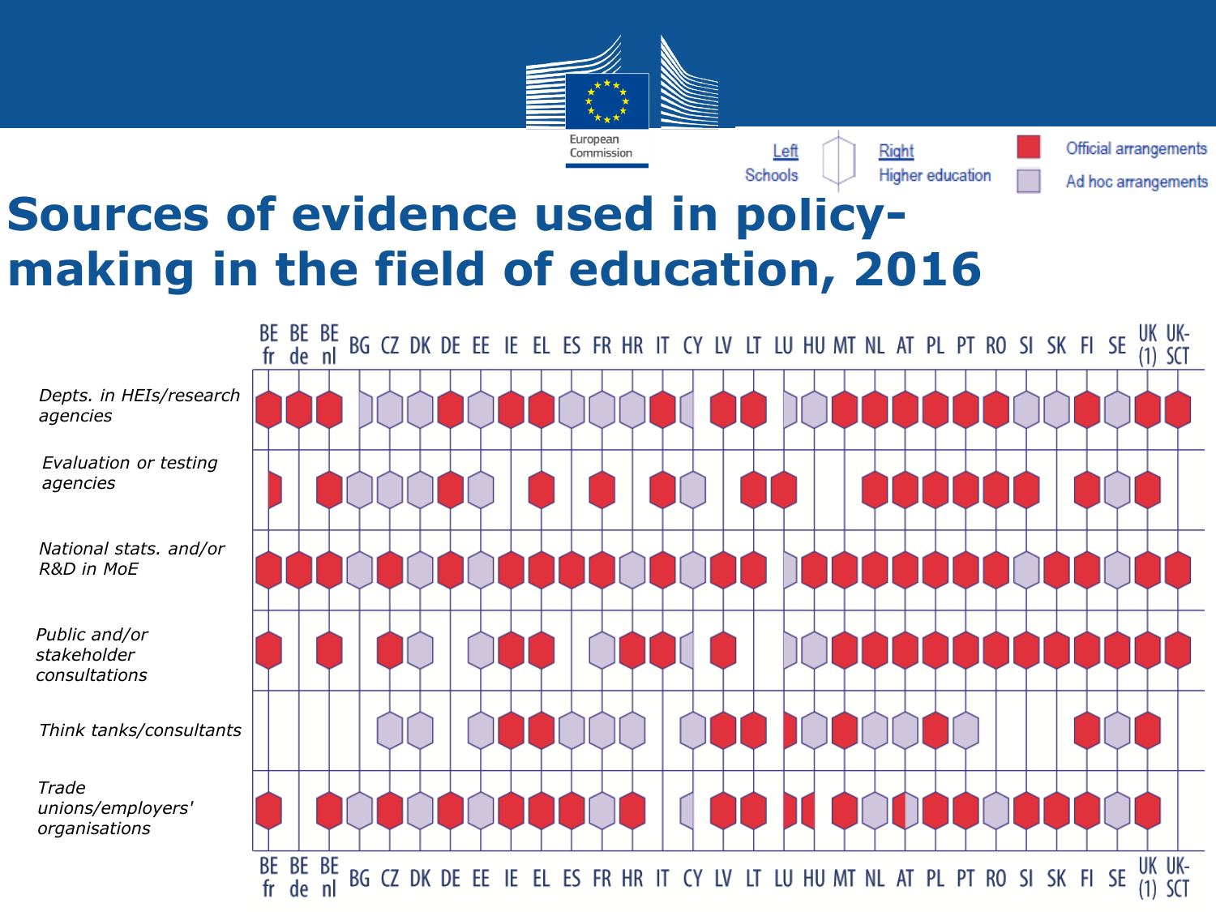# Sources of evidence used in policy-making in the field of education, 2016

Legend: Left = Schools; Right = Higher education. Official arrangements; Ad hoc arrangements.

Key used in table: O = Official arrangements; A = Ad hoc arrangements; (S) = Schools only (left); (HE) = Higher education only (right); no suffix = both schools and higher education; empty = no arrangement shown.

| | BE fr | BE de | BE nl | BG | CZ | DK | DE | EE | IE | EL | ES | FR | HR | IT | CY | LV | LT | LU | HU | MT | NL | AT | PL | PT | RO | SI | SK | FI | SE | UK (1) | UK-SCT |
|---|---|---|---|---|---|---|---|---|---|---|---|---|---|---|---|---|---|---|---|---|---|---|---|---|---|---|---|---|---|---|---|
| *Depts. in HEIs/research agencies* | O | O | O | A (HE) | A | A | O | A | O | O | A | A | A | O | A (S) | O | O | A (HE) | A | O | O | O | O | O | O | A | A | O | A | O | O |
| *Evaluation or testing agencies* | O (HE) | | O | A | A | A | O | A | | O | | O | | O | A | | O | O | | | O | O | O | O | O | O | | O | A | O | |
| *National stats. and/or R&D in MoE* | O | O | O | A | O | A | O | A | O | O | O | O | A | O | A | O | O | A (HE) | O | O | O | O | O | O | O | A | O | O | A | O | O |
| *Public and/or stakeholder consultations* | O | | O | | O | A | | A | O | O | | A | O | O | A (S) | O | | A (HE) | A | O | O | O | O | O | O | O | O | O | O | O | O |
| *Think tanks/consultants* | | | | | A | A | | A | O | O | A | A | A | | A | O | O | O (HE) | A | O | A | A | O | A | | | | O | A | O | |
| *Trade unions/employers' organisations* | O | | O | A | O | A | O | A | O | O | O | A | O | | A (S) | O | O | O (HE) | O (S) | O | A | O (S) / A (HE) | O | O | A | O | O | O | A | O | |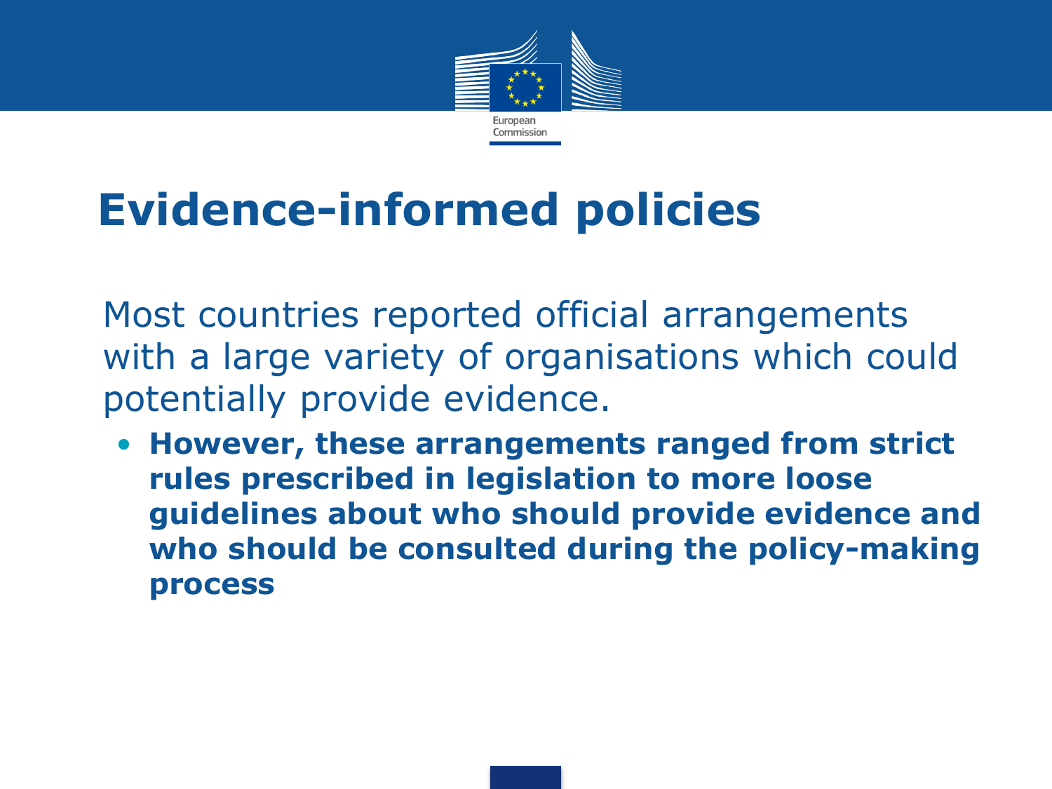# Evidence-informed policies

Most countries reported official arrangements with a large variety of organisations which could potentially provide evidence.

- **However, these arrangements ranged from strict rules prescribed in legislation to more loose guidelines about who should provide evidence and who should be consulted during the policy-making process**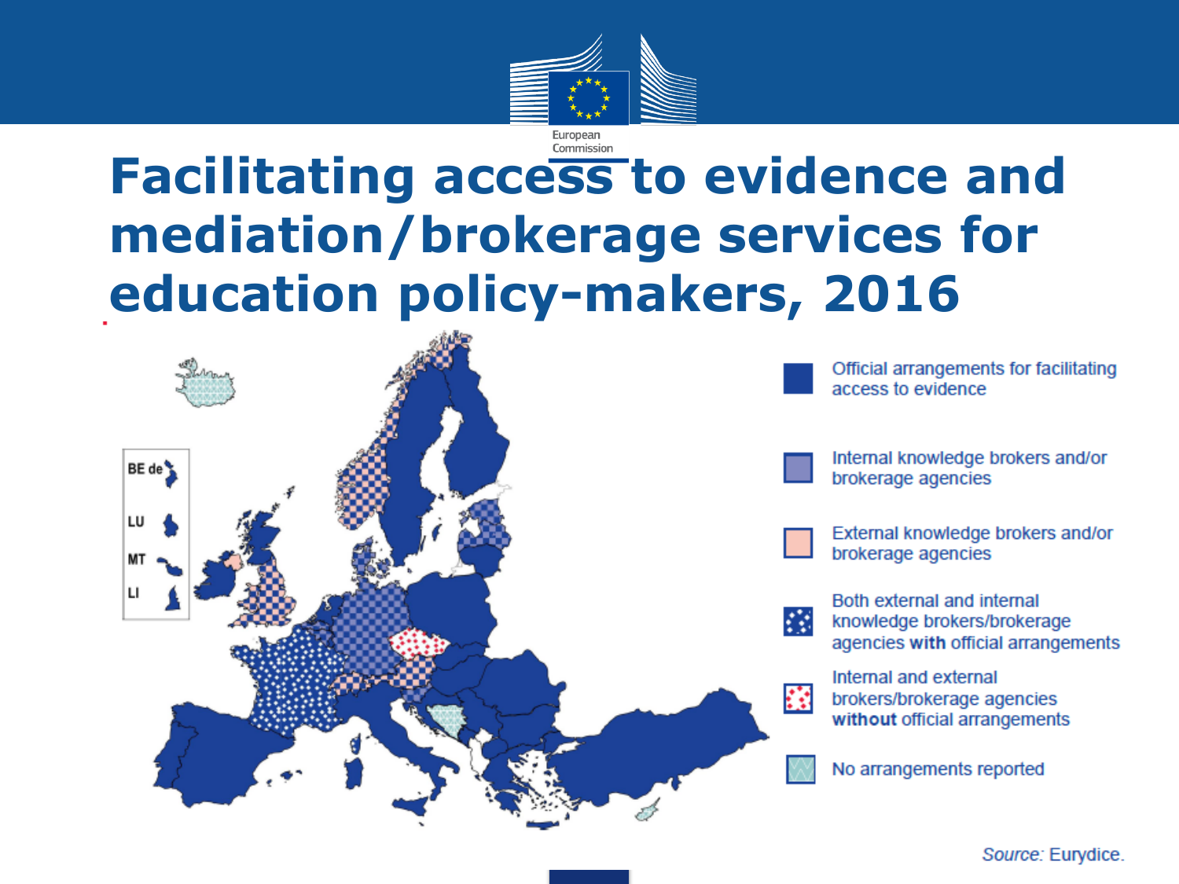# Facilitating access to evidence and mediation/brokerage services for education policy-makers, 2016

BE de

LU

MT

LI

- Official arrangements for facilitating access to evidence
- Internal knowledge brokers and/or brokerage agencies
- External knowledge brokers and/or brokerage agencies
- Both external and internal knowledge brokers/brokerage agencies **with** official arrangements
- Internal and external brokers/brokerage agencies **without** official arrangements
- No arrangements reported

*Source:* Eurydice.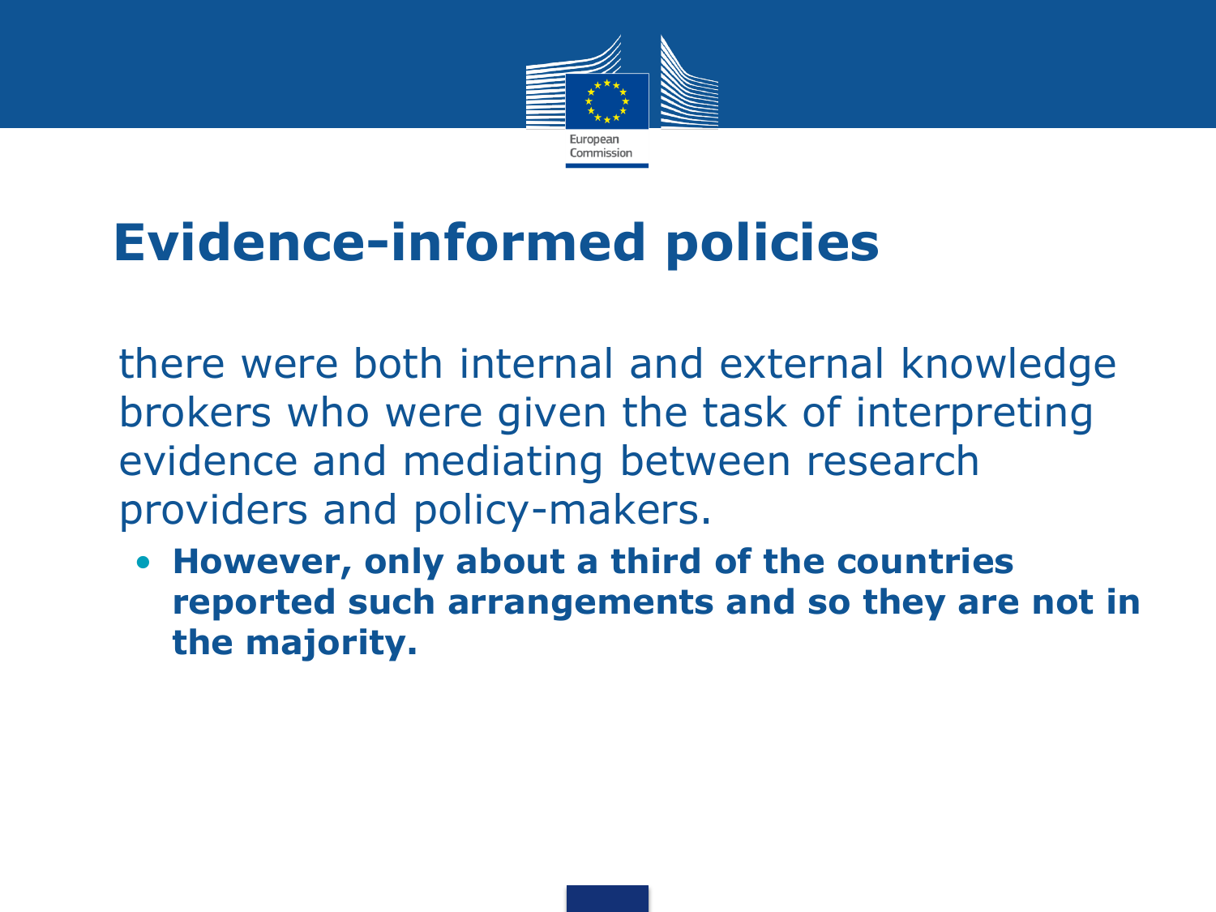# Evidence-informed policies

there were both internal and external knowledge brokers who were given the task of interpreting evidence and mediating between research providers and policy-makers.

- **However, only about a third of the countries reported such arrangements and so they are not in the majority.**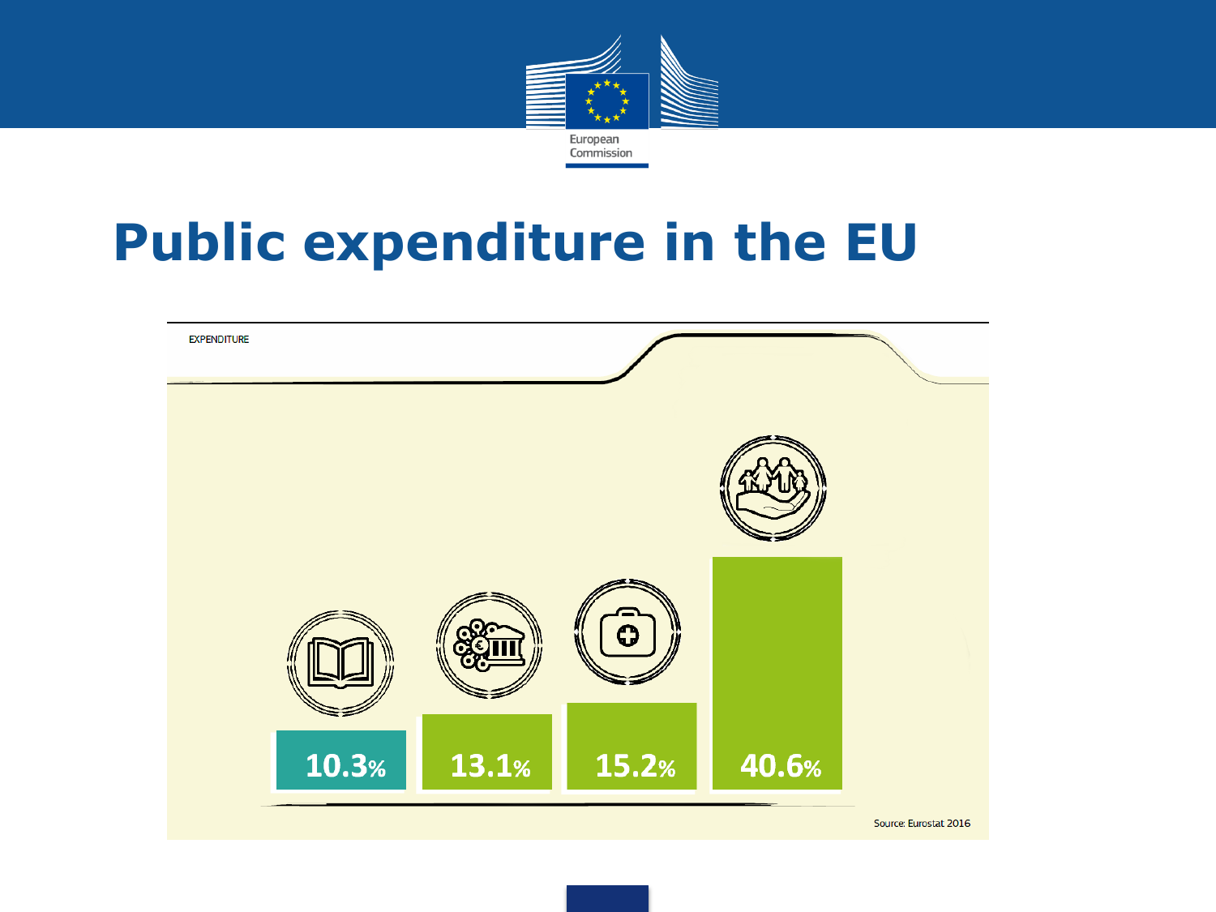# Public expenditure in the EU

EXPENDITURE

10.3%

13.1%

15.2%

40.6%

Source: Eurostat 2016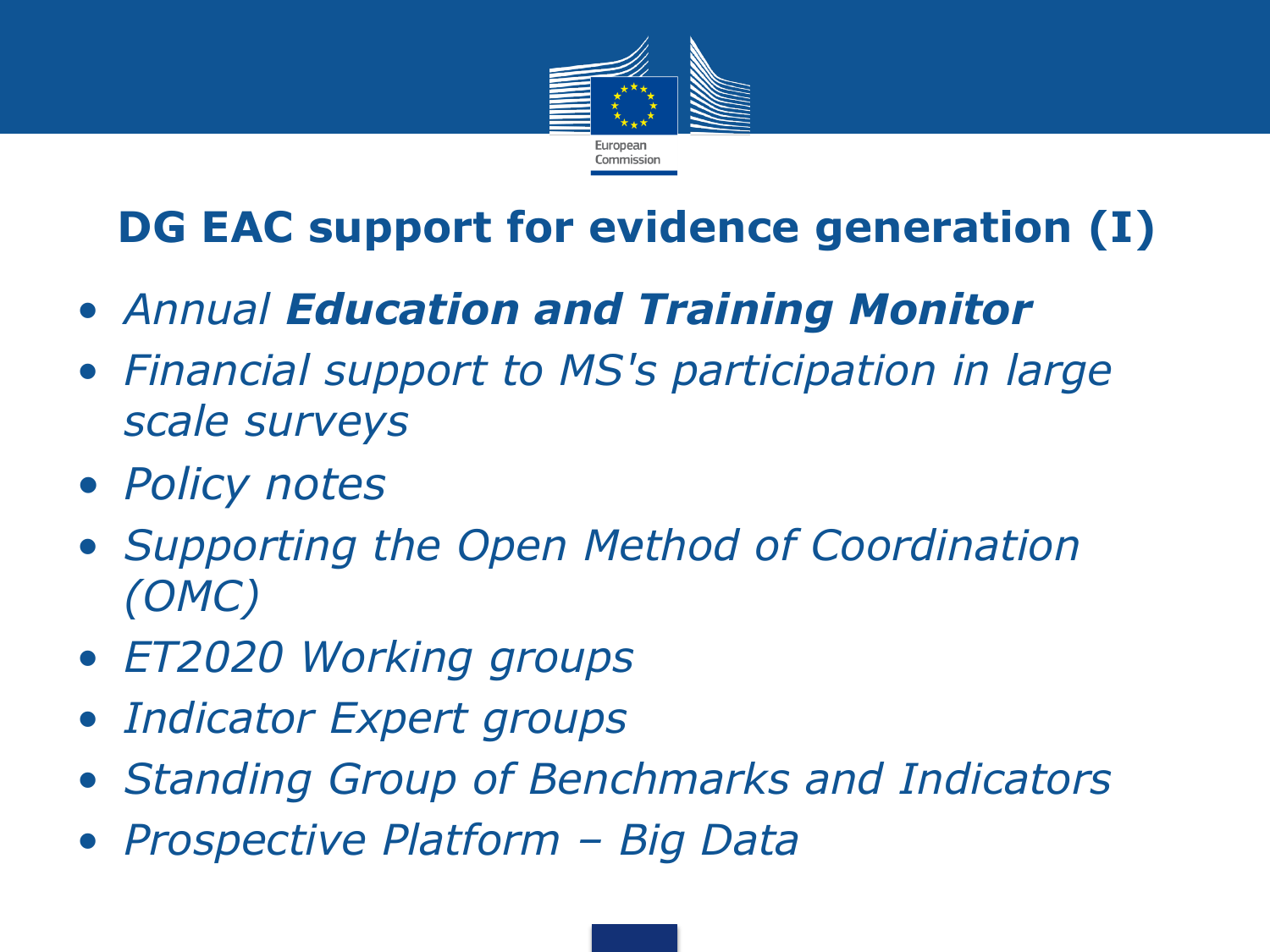# DG EAC support for evidence generation (I)

- *Annual **Education and Training Monitor***
- *Financial support to MS's participation in large scale surveys*
- *Policy notes*
- *Supporting the Open Method of Coordination (OMC)*
- *ET2020 Working groups*
- *Indicator Expert groups*
- *Standing Group of Benchmarks and Indicators*
- *Prospective Platform – Big Data*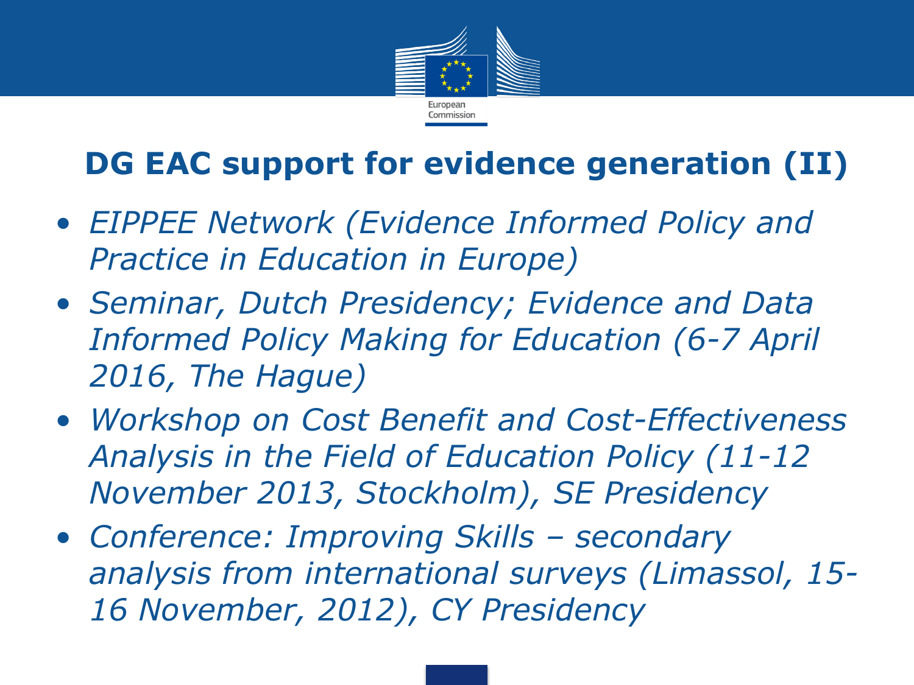# DG EAC support for evidence generation (II)

- *EIPPEE Network (Evidence Informed Policy and Practice in Education in Europe)*
- *Seminar, Dutch Presidency; Evidence and Data Informed Policy Making for Education (6-7 April 2016, The Hague)*
- *Workshop on Cost Benefit and Cost-Effectiveness Analysis in the Field of Education Policy (11-12 November 2013, Stockholm), SE Presidency*
- *Conference: Improving Skills – secondary analysis from international surveys (Limassol, 15-16 November, 2012), CY Presidency*